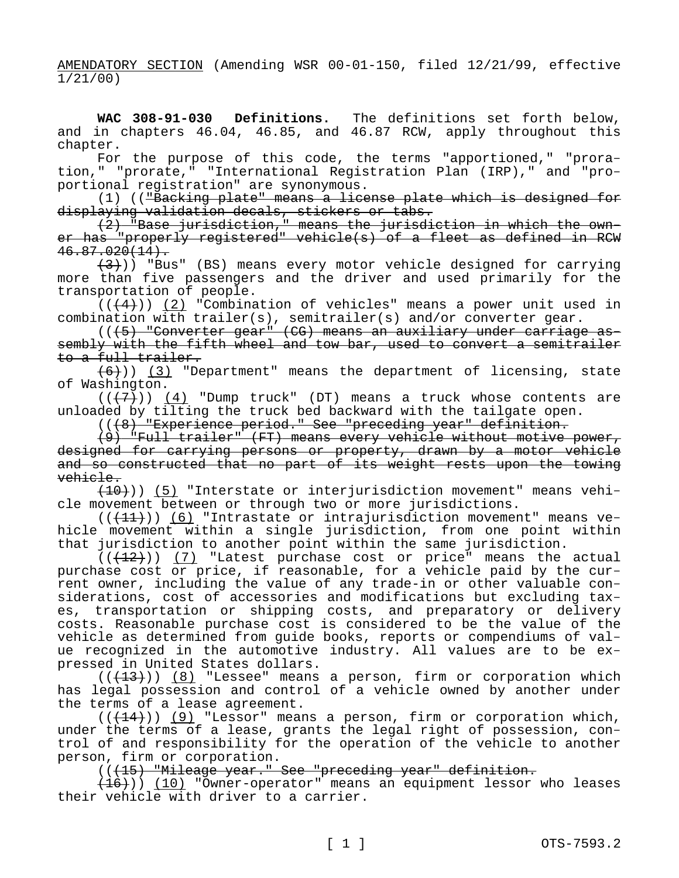<u>AMENDATORY SECTION</u> (Amending WSR 00-01-150, filed 12/21/99, effective 1/21/00)

**WAC 308-91-030 Definitions.** The definitions set forth below, and in chapters 46.04, 46.85, and 46.87 RCW, apply throughout this chapter.

For the purpose of this code, the terms "apportioned," "proration," "prorate," "International Registration Plan (IRP)," and "proportional registration" are synonymous.

(1) ((~~"Backing plate" means a license plate which is designed for displaying validation decals, stickers or tabs.~~

~~(2) "Base jurisdiction," means the jurisdiction in which the owner has "properly registered" vehicle(s) of a fleet as defined in RCW 46.87.020(14).~~

~~(3)~~)) "Bus" (BS) means every motor vehicle designed for carrying more than five passengers and the driver and used primarily for the transportation of people.

((~~(4)~~)) <u>(2)</u> "Combination of vehicles" means a power unit used in combination with trailer(s), semitrailer(s) and/or converter gear.

((~~(5) "Converter gear" (CG) means an auxiliary under carriage assembly with the fifth wheel and tow bar, used to convert a semitrailer to a full trailer.~~

~~(6)~~)) <u>(3)</u> "Department" means the department of licensing, state of Washington.

((~~(7)~~)) <u>(4)</u> "Dump truck" (DT) means a truck whose contents are unloaded by tilting the truck bed backward with the tailgate open.

((~~(8) "Experience period." See "preceding year" definition.~~

~~(9) "Full trailer" (FT) means every vehicle without motive power, designed for carrying persons or property, drawn by a motor vehicle and so constructed that no part of its weight rests upon the towing vehicle.~~

~~(10)~~)) <u>(5)</u> "Interstate or interjurisdiction movement" means vehicle movement between or through two or more jurisdictions.

((~~(11)~~)) <u>(6)</u> "Intrastate or intrajurisdiction movement" means vehicle movement within a single jurisdiction, from one point within that jurisdiction to another point within the same jurisdiction.

((~~(12)~~)) <u>(7)</u> "Latest purchase cost or price" means the actual purchase cost or price, if reasonable, for a vehicle paid by the current owner, including the value of any trade-in or other valuable considerations, cost of accessories and modifications but excluding taxes, transportation or shipping costs, and preparatory or delivery costs. Reasonable purchase cost is considered to be the value of the vehicle as determined from guide books, reports or compendiums of value recognized in the automotive industry. All values are to be expressed in United States dollars.

((~~(13)~~)) <u>(8)</u> "Lessee" means a person, firm or corporation which has legal possession and control of a vehicle owned by another under the terms of a lease agreement.

((~~(14)~~)) <u>(9)</u> "Lessor" means a person, firm or corporation which, under the terms of a lease, grants the legal right of possession, control of and responsibility for the operation of the vehicle to another person, firm or corporation.

((~~(15) "Mileage year." See "preceding year" definition.~~

~~(16)~~)) <u>(10)</u> "Owner-operator" means an equipment lessor who leases their vehicle with driver to a carrier.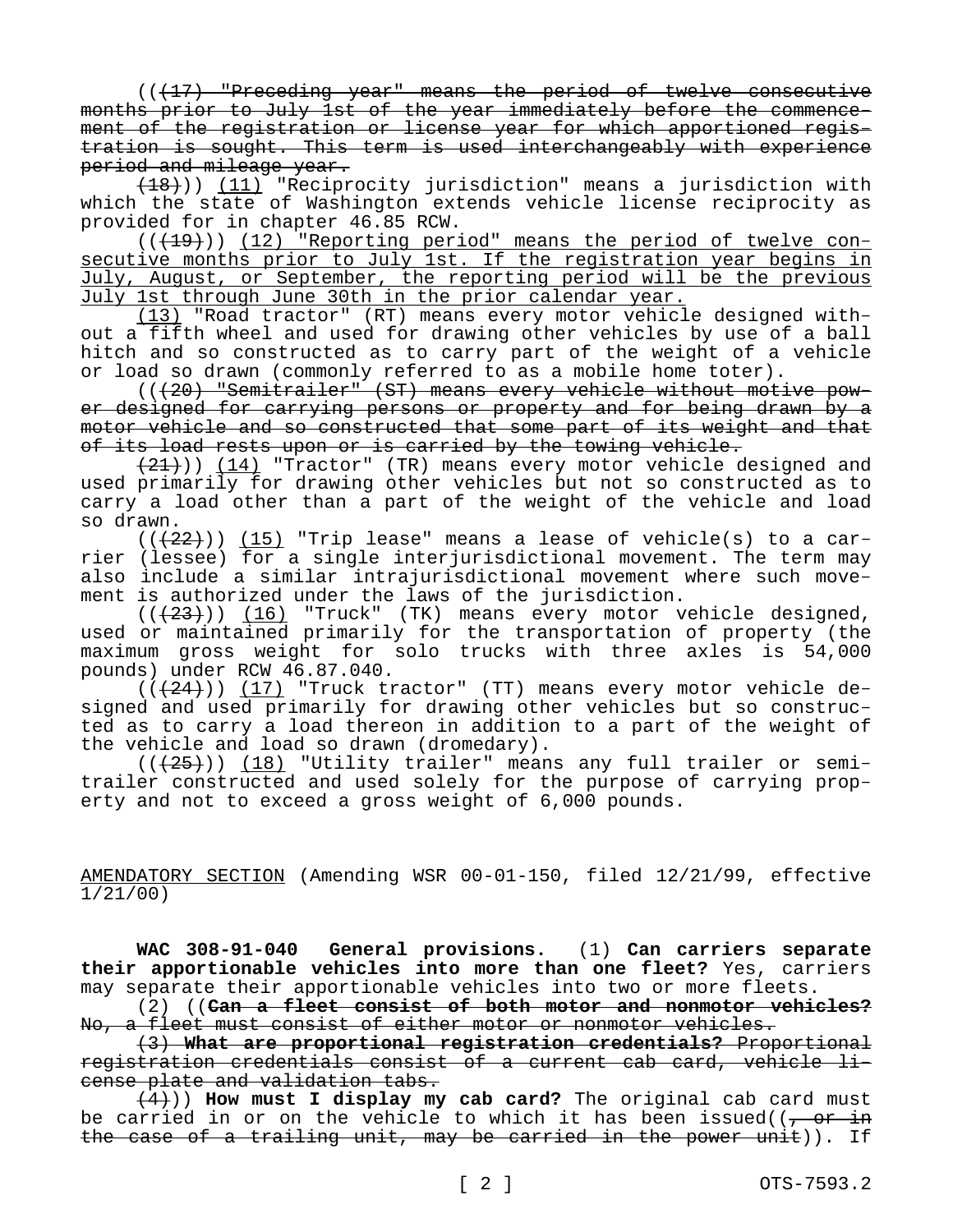((~~(17) "Preceding year" means the period of twelve consecutive months prior to July 1st of the year immediately before the commencement of the registration or license year for which apportioned registration is sought. This term is used interchangeably with experience period and mileage year.~~

~~(18)~~)) <u>(11)</u> "Reciprocity jurisdiction" means a jurisdiction with which the state of Washington extends vehicle license reciprocity as provided for in chapter 46.85 RCW.

((~~(19)~~)) <u>(12) "Reporting period" means the period of twelve consecutive months prior to July 1st. If the registration year begins in July, August, or September, the reporting period will be the previous July 1st through June 30th in the prior calendar year.</u>

<u>(13)</u> "Road tractor" (RT) means every motor vehicle designed without a fifth wheel and used for drawing other vehicles by use of a ball hitch and so constructed as to carry part of the weight of a vehicle or load so drawn (commonly referred to as a mobile home toter).

((~~(20) "Semitrailer" (ST) means every vehicle without motive power designed for carrying persons or property and for being drawn by a motor vehicle and so constructed that some part of its weight and that of its load rests upon or is carried by the towing vehicle.~~

~~(21)~~)) <u>(14)</u> "Tractor" (TR) means every motor vehicle designed and used primarily for drawing other vehicles but not so constructed as to carry a load other than a part of the weight of the vehicle and load so drawn.

((~~(22)~~)) <u>(15)</u> "Trip lease" means a lease of vehicle(s) to a carrier (lessee) for a single interjurisdictional movement. The term may also include a similar intrajurisdictional movement where such movement is authorized under the laws of the jurisdiction.

((~~(23)~~)) <u>(16)</u> "Truck" (TK) means every motor vehicle designed, used or maintained primarily for the transportation of property (the maximum gross weight for solo trucks with three axles is 54,000 pounds) under RCW 46.87.040.

((~~(24)~~)) <u>(17)</u> "Truck tractor" (TT) means every motor vehicle designed and used primarily for drawing other vehicles but so constructed as to carry a load thereon in addition to a part of the weight of the vehicle and load so drawn (dromedary).

((~~(25)~~)) <u>(18)</u> "Utility trailer" means any full trailer or semitrailer constructed and used solely for the purpose of carrying property and not to exceed a gross weight of 6,000 pounds.

<u>AMENDATORY SECTION</u> (Amending WSR 00-01-150, filed 12/21/99, effective 1/21/00)

**WAC 308-91-040 General provisions.** (1) **Can carriers separate their apportionable vehicles into more than one fleet?** Yes, carriers may separate their apportionable vehicles into two or more fleets.

(2) ((~~**Can a fleet consist of both motor and nonmotor vehicles?** No, a fleet must consist of either motor or nonmotor vehicles.~~

~~(3) **What are proportional registration credentials?** Proportional registration credentials consist of a current cab card, vehicle license plate and validation tabs.~~

~~(4)~~)) **How must I display my cab card?** The original cab card must be carried in or on the vehicle to which it has been issued((~~, or in the case of a trailing unit, may be carried in the power unit~~)). If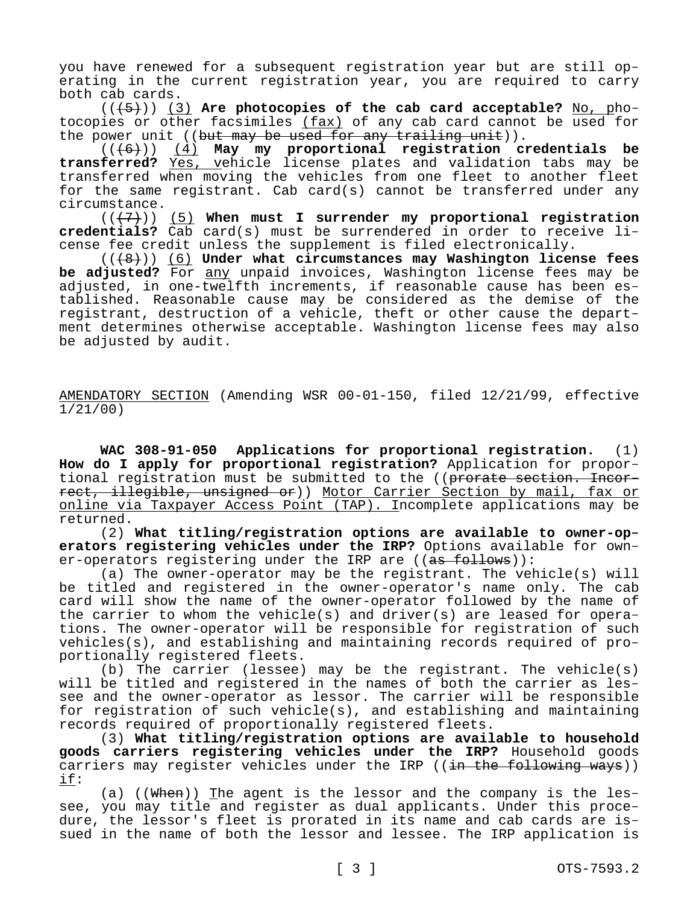you have renewed for a subsequent registration year but are still operating in the current registration year, you are required to carry both cab cards.

((~~(5)~~)) <u>(3)</u> **Are photocopies of the cab card acceptable?** <u>No, p</u>hotocopies or other facsimiles <u>(fax)</u> of any cab card cannot be used for the power unit ((~~but may be used for any trailing unit~~)).

((~~(6)~~)) <u>(4)</u> **May my proportional registration credentials be transferred?** <u>Yes, v</u>ehicle license plates and validation tabs may be transferred when moving the vehicles from one fleet to another fleet for the same registrant. Cab card(s) cannot be transferred under any circumstance.

((~~(7)~~)) <u>(5)</u> **When must I surrender my proportional registration credentials?** Cab card(s) must be surrendered in order to receive license fee credit unless the supplement is filed electronically.

((~~(8)~~)) <u>(6)</u> **Under what circumstances may Washington license fees be adjusted?** For <u>any</u> unpaid invoices, Washington license fees may be adjusted, in one-twelfth increments, if reasonable cause has been established. Reasonable cause may be considered as the demise of the registrant, destruction of a vehicle, theft or other cause the department determines otherwise acceptable. Washington license fees may also be adjusted by audit.

<u>AMENDATORY SECTION</u> (Amending WSR 00-01-150, filed 12/21/99, effective 1/21/00)

**WAC 308-91-050 Applications for proportional registration.** (1) **How do I apply for proportional registration?** Application for proportional registration must be submitted to the ((~~prorate section. Incorrect, illegible, unsigned or~~)) <u>Motor Carrier Section by mail, fax or online via Taxpayer Access Point (TAP). I</u>ncomplete applications may be returned.

(2) **What titling/registration options are available to owner-operators registering vehicles under the IRP?** Options available for owner-operators registering under the IRP are ((~~as follows~~)):

(a) The owner-operator may be the registrant. The vehicle(s) will be titled and registered in the owner-operator's name only. The cab card will show the name of the owner-operator followed by the name of the carrier to whom the vehicle(s) and driver(s) are leased for operations. The owner-operator will be responsible for registration of such vehicles(s), and establishing and maintaining records required of proportionally registered fleets.

(b) The carrier (lessee) may be the registrant. The vehicle(s) will be titled and registered in the names of both the carrier as lessee and the owner-operator as lessor. The carrier will be responsible for registration of such vehicle(s), and establishing and maintaining records required of proportionally registered fleets.

(3) **What titling/registration options are available to household goods carriers registering vehicles under the IRP?** Household goods carriers may register vehicles under the IRP ((~~in the following ways~~)) <u>if</u>:

(a) ((~~When~~)) <u>T</u>he agent is the lessor and the company is the lessee, you may title and register as dual applicants. Under this procedure, the lessor's fleet is prorated in its name and cab cards are issued in the name of both the lessor and lessee. The IRP application is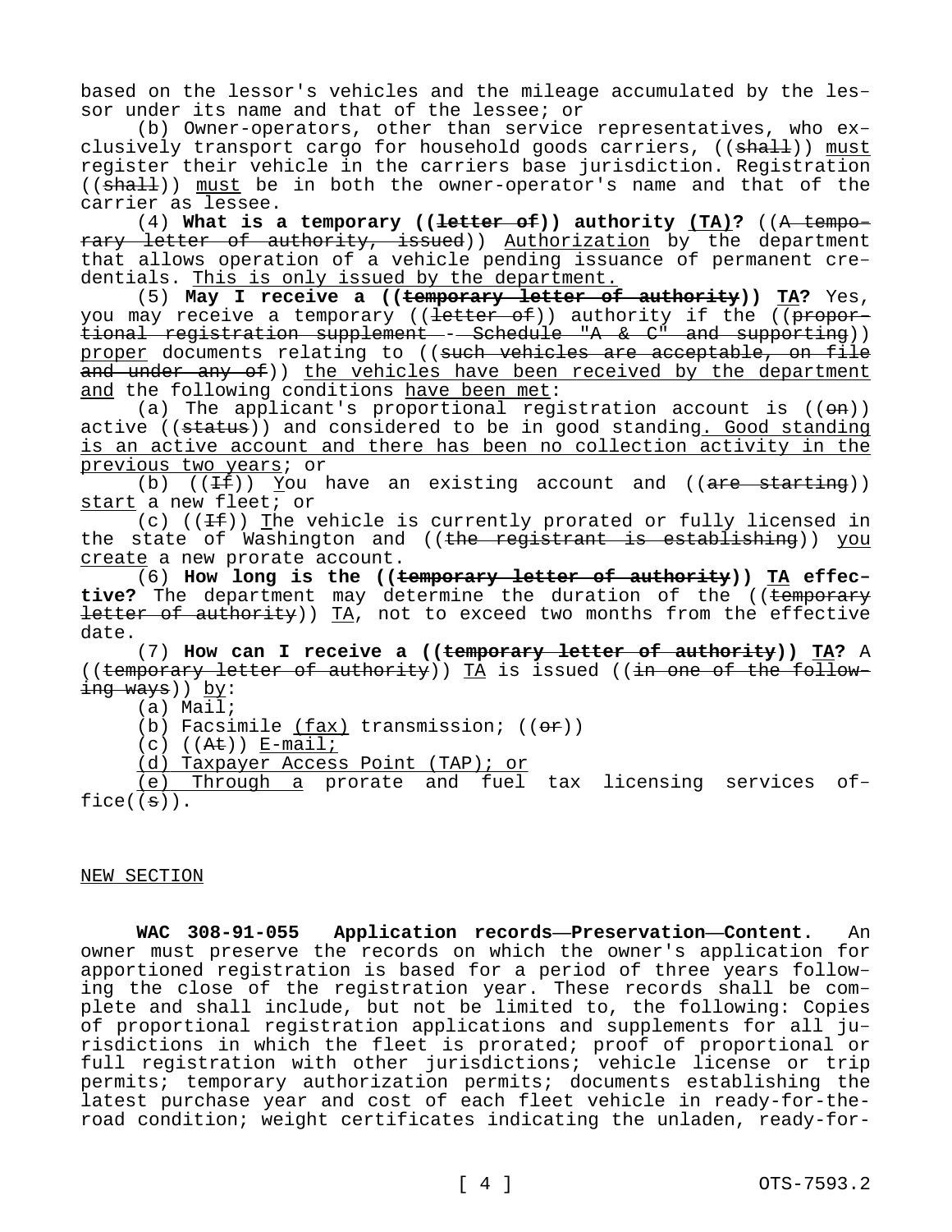based on the lessor's vehicles and the mileage accumulated by the lessor under its name and that of the lessee; or

(b) Owner-operators, other than service representatives, who exclusively transport cargo for household goods carriers, ((~~shall~~)) <u>must</u> register their vehicle in the carriers base jurisdiction. Registration ((~~shall~~)) <u>must</u> be in both the owner-operator's name and that of the carrier as lessee.

(4) **What is a temporary ((~~letter of~~)) authority <u>(TA)</u>?** ((~~A temporary letter of authority, issued~~)) <u>Authorization</u> by the department that allows operation of a vehicle pending issuance of permanent credentials. <u>This is only issued by the department.</u>

(5) **May I receive a ((~~temporary letter of authority~~)) <u>TA</u>?** Yes, you may receive a temporary ((~~letter of~~)) authority if the ((~~proportional registration supplement - Schedule "A & C" and supporting~~)) <u>proper</u> documents relating to ((~~such vehicles are acceptable, on file and under any of~~)) <u>the vehicles have been received by the department and</u> the following conditions <u>have been met</u>:

(a) The applicant's proportional registration account is ((~~on~~)) active ((~~status~~)) and considered to be in good standing<u>. Good standing is an active account and there has been no collection activity in the previous two years</u>; or

(b) ((~~If~~)) <u>You</u> have an existing account and ((~~are starting~~)) <u>start</u> a new fleet; or

(c) ((~~If~~)) <u>The</u> vehicle is currently prorated or fully licensed in the state of Washington and ((~~the registrant is establishing~~)) <u>you create</u> a new prorate account.

(6) **How long is the ((~~temporary letter of authority~~)) <u>TA</u> effective?** The department may determine the duration of the ((~~temporary letter of authority~~)) <u>TA</u>, not to exceed two months from the effective date.

(7) **How can I receive a ((~~temporary letter of authority~~)) <u>TA</u>?** A ((~~temporary letter of authority~~)) <u>TA</u> is issued ((~~in one of the following ways~~)) <u>by</u>:

(a) Mail;

(b) Facsimile <u>(fax)</u> transmission; ((~~or~~))

(c) ((~~At~~)) <u>E-mail;</u>

<u>(d) Taxpayer Access Point (TAP); or</u>

<u>(e) Through a</u> prorate and fuel tax licensing services office((~~s~~)).

<u>NEW SECTION</u>

**WAC 308-91-055 Application records—Preservation—Content.** An owner must preserve the records on which the owner's application for apportioned registration is based for a period of three years following the close of the registration year. These records shall be complete and shall include, but not be limited to, the following: Copies of proportional registration applications and supplements for all jurisdictions in which the fleet is prorated; proof of proportional or full registration with other jurisdictions; vehicle license or trip permits; temporary authorization permits; documents establishing the latest purchase year and cost of each fleet vehicle in ready-for-the-road condition; weight certificates indicating the unladen, ready-for-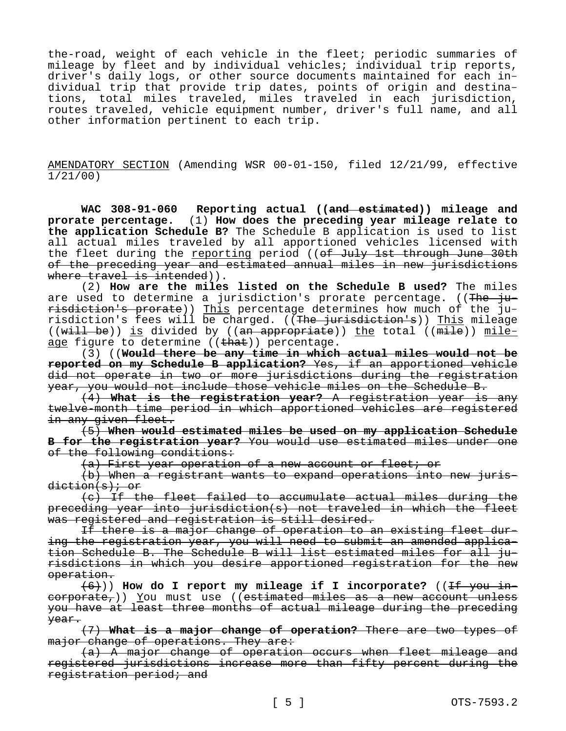the-road, weight of each vehicle in the fleet; periodic summaries of mileage by fleet and by individual vehicles; individual trip reports, driver's daily logs, or other source documents maintained for each individual trip that provide trip dates, points of origin and destinations, total miles traveled, miles traveled in each jurisdiction, routes traveled, vehicle equipment number, driver's full name, and all other information pertinent to each trip.

AMENDATORY SECTION (Amending WSR 00-01-150, filed 12/21/99, effective 1/21/00)

**WAC 308-91-060 Reporting actual ((~~and estimated~~)) mileage and prorate percentage.** (1) **How does the preceding year mileage relate to the application Schedule B?** The Schedule B application is used to list all actual miles traveled by all apportioned vehicles licensed with the fleet during the reporting period ((~~of July 1st through June 30th of the preceding year and estimated annual miles in new jurisdictions where travel is intended~~)).

(2) **How are the miles listed on the Schedule B used?** The miles are used to determine a jurisdiction's prorate percentage. ((~~The jurisdiction's prorate~~)) This percentage determines how much of the jurisdiction's fees will be charged. ((~~The jurisdiction's~~)) This mileage ((~~will be~~)) is divided by ((~~an appropriate~~)) the total ((~~mile~~)) mileage figure to determine ((~~that~~)) percentage.

(3) ((~~**Would there be any time in which actual miles would not be reported on my Schedule B application?** Yes, if an apportioned vehicle did not operate in two or more jurisdictions during the registration year, you would not include those vehicle miles on the Schedule B.~~

~~(4) **What is the registration year?** A registration year is any twelve-month time period in which apportioned vehicles are registered in any given fleet.~~

~~(5) **When would estimated miles be used on my application Schedule B for the registration year?** You would use estimated miles under one of the following conditions:~~

~~(a) First year operation of a new account or fleet; or~~

~~(b) When a registrant wants to expand operations into new jurisdiction(s); or~~

~~(c) If the fleet failed to accumulate actual miles during the preceding year into jurisdiction(s) not traveled in which the fleet was registered and registration is still desired.~~

~~If there is a major change of operation to an existing fleet during the registration year, you will need to submit an amended application Schedule B. The Schedule B will list estimated miles for all jurisdictions in which you desire apportioned registration for the new operation.~~

~~(6)~~)) **How do I report my mileage if I incorporate?** ((~~If you incorporate,~~)) You must use ((~~estimated miles as a new account unless you have at least three months of actual mileage during the preceding year.~~

~~(7) **What is a major change of operation?** There are two types of major change of operations. They are:~~

~~(a) A major change of operation occurs when fleet mileage and registered jurisdictions increase more than fifty percent during the registration period; and~~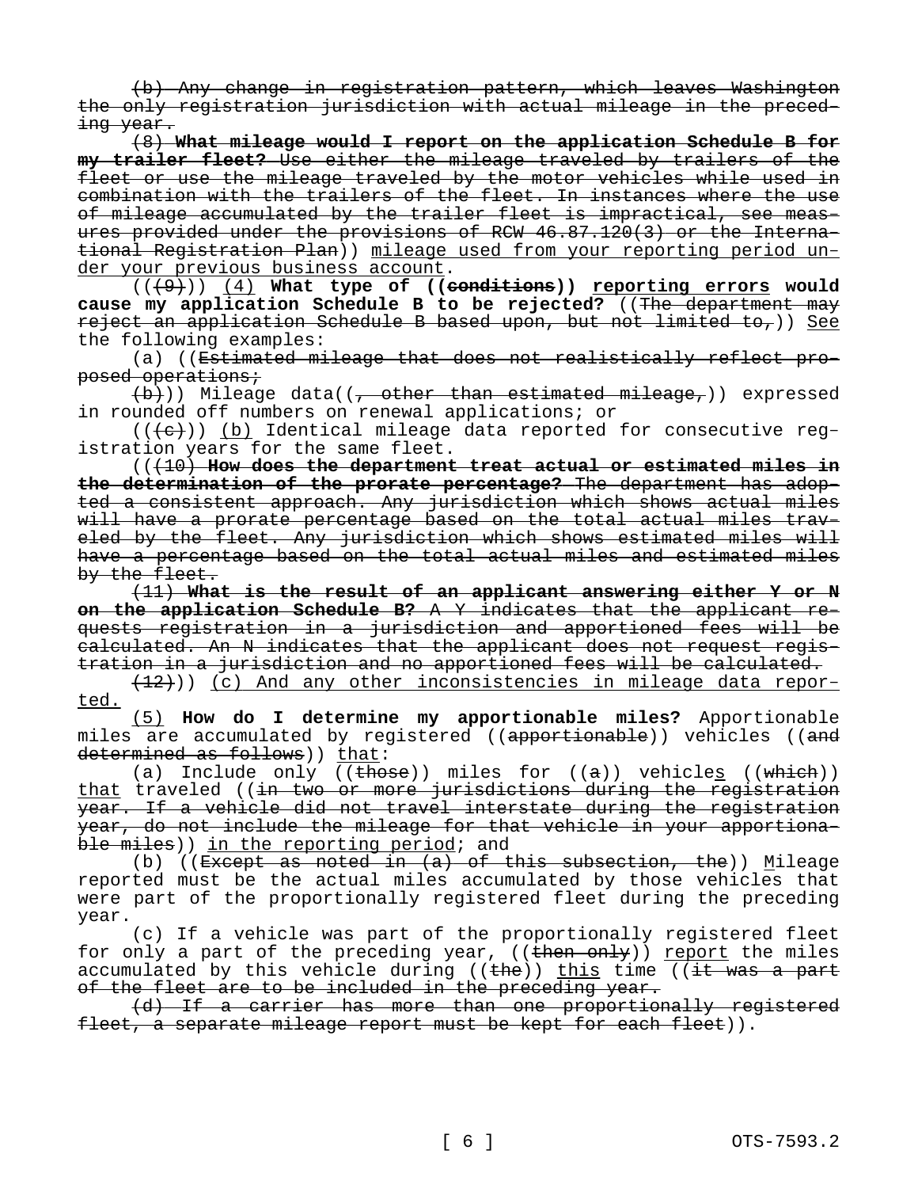~~(b) Any change in registration pattern, which leaves Washington the only registration jurisdiction with actual mileage in the preceding year.~~

~~(8) **What mileage would I report on the application Schedule B for my trailer fleet?** Use either the mileage traveled by trailers of the fleet or use the mileage traveled by the motor vehicles while used in combination with the trailers of the fleet. In instances where the use of mileage accumulated by the trailer fleet is impractical, see measures provided under the provisions of RCW 46.87.120(3) or the International Registration Plan~~)) <u>mileage used from your reporting period under your previous business account</u>.

((~~(9)~~)) <u>(4)</u> **What type of ((~~conditions~~)) <u>reporting errors</u> would cause my application Schedule B to be rejected?** ((~~The department may reject an application Schedule B based upon, but not limited to,~~)) <u>See</u> the following examples:

(a) ((~~Estimated mileage that does not realistically reflect proposed operations;~~

~~(b)~~)) Mileage data((~~, other than estimated mileage,~~)) expressed in rounded off numbers on renewal applications; or

((~~(c)~~)) <u>(b)</u> Identical mileage data reported for consecutive registration years for the same fleet.

((~~(10) **How does the department treat actual or estimated miles in the determination of the prorate percentage?** The department has adopted a consistent approach. Any jurisdiction which shows actual miles will have a prorate percentage based on the total actual miles traveled by the fleet. Any jurisdiction which shows estimated miles will have a percentage based on the total actual miles and estimated miles by the fleet.~~

~~(11) **What is the result of an applicant answering either Y or N on the application Schedule B?** A Y indicates that the applicant requests registration in a jurisdiction and apportioned fees will be calculated. An N indicates that the applicant does not request registration in a jurisdiction and no apportioned fees will be calculated.~~

~~(12)~~)) <u>(c) And any other inconsistencies in mileage data reported.</u>

<u>(5)</u> **How do I determine my apportionable miles?** Apportionable miles are accumulated by registered ((~~apportionable~~)) vehicles ((~~and determined as follows~~)) <u>that</u>:

(a) Include only ((~~those~~)) miles for ((~~a~~)) vehicle<u>s</u> ((~~which~~)) <u>that</u> traveled ((~~in two or more jurisdictions during the registration year. If a vehicle did not travel interstate during the registration year, do not include the mileage for that vehicle in your apportionable miles~~)) <u>in the reporting period</u>; and

(b) ((~~Except as noted in (a) of this subsection, the~~)) <u>M</u>ileage reported must be the actual miles accumulated by those vehicles that were part of the proportionally registered fleet during the preceding year.

(c) If a vehicle was part of the proportionally registered fleet for only a part of the preceding year, ((~~then only~~)) <u>report</u> the miles accumulated by this vehicle during ((~~the~~)) <u>this</u> time ((~~it was a part of the fleet are to be included in the preceding year.~~

~~(d) If a carrier has more than one proportionally registered fleet, a separate mileage report must be kept for each fleet~~)).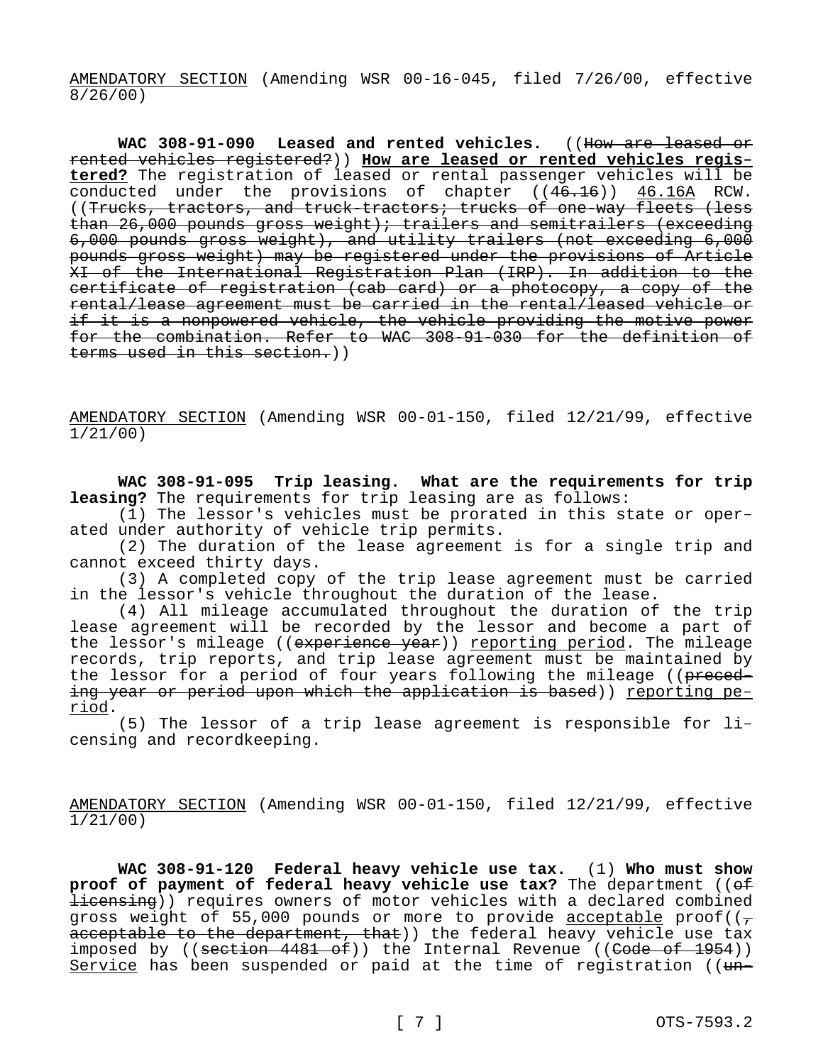AMENDATORY SECTION (Amending WSR 00-16-045, filed 7/26/00, effective 8/26/00)

**WAC 308-91-090 Leased and rented vehicles.** ((~~How are leased or rented vehicles registered?~~)) **How are leased or rented vehicles registered?** The registration of leased or rental passenger vehicles will be conducted under the provisions of chapter ((~~46.16~~)) 46.16A RCW. ((~~Trucks, tractors, and truck-tractors; trucks of one-way fleets (less than 26,000 pounds gross weight); trailers and semitrailers (exceeding 6,000 pounds gross weight), and utility trailers (not exceeding 6,000 pounds gross weight) may be registered under the provisions of Article XI of the International Registration Plan (IRP). In addition to the certificate of registration (cab card) or a photocopy, a copy of the rental/lease agreement must be carried in the rental/leased vehicle or if it is a nonpowered vehicle, the vehicle providing the motive power for the combination. Refer to WAC 308-91-030 for the definition of terms used in this section.~~))

AMENDATORY SECTION (Amending WSR 00-01-150, filed 12/21/99, effective 1/21/00)

**WAC 308-91-095 Trip leasing. What are the requirements for trip leasing?** The requirements for trip leasing are as follows:

(1) The lessor's vehicles must be prorated in this state or operated under authority of vehicle trip permits.

(2) The duration of the lease agreement is for a single trip and cannot exceed thirty days.

(3) A completed copy of the trip lease agreement must be carried in the lessor's vehicle throughout the duration of the lease.

(4) All mileage accumulated throughout the duration of the trip lease agreement will be recorded by the lessor and become a part of the lessor's mileage ((~~experience year~~)) reporting period. The mileage records, trip reports, and trip lease agreement must be maintained by the lessor for a period of four years following the mileage ((~~preceding year or period upon which the application is based~~)) reporting period.

(5) The lessor of a trip lease agreement is responsible for licensing and recordkeeping.

AMENDATORY SECTION (Amending WSR 00-01-150, filed 12/21/99, effective 1/21/00)

**WAC 308-91-120 Federal heavy vehicle use tax.** (1) **Who must show proof of payment of federal heavy vehicle use tax?** The department ((~~of licensing~~)) requires owners of motor vehicles with a declared combined gross weight of 55,000 pounds or more to provide acceptable proof((~~, acceptable to the department, that~~)) the federal heavy vehicle use tax imposed by ((~~section 4481 of~~)) the Internal Revenue ((~~Code of 1954~~)) Service has been suspended or paid at the time of registration ((~~un-~~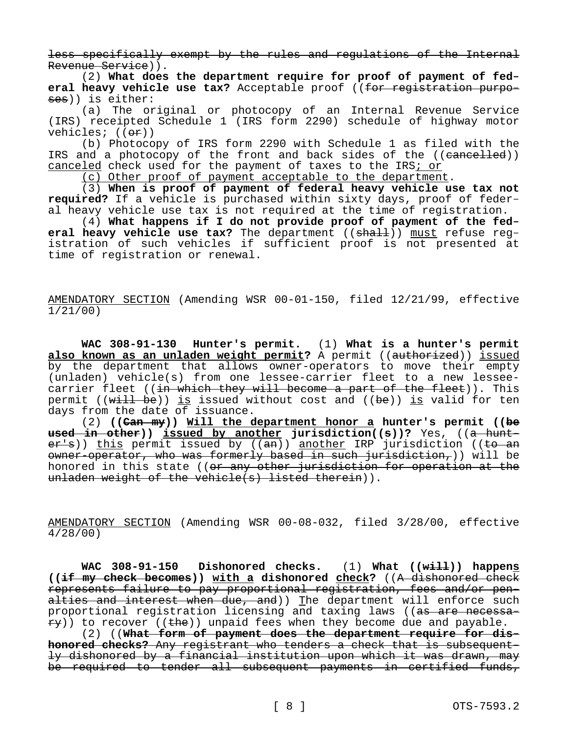less specifically exempt by the rules and regulations of the Internal Revenue Service)).

(2) **What does the department require for proof of payment of federal heavy vehicle use tax?** Acceptable proof ((for registration purposes)) is either:

(a) The original or photocopy of an Internal Revenue Service (IRS) receipted Schedule 1 (IRS form 2290) schedule of highway motor vehicles; ((or))

(b) Photocopy of IRS form 2290 with Schedule 1 as filed with the IRS and a photocopy of the front and back sides of the ((cancelled)) canceled check used for the payment of taxes to the IRS; or

(c) Other proof of payment acceptable to the department.

(3) **When is proof of payment of federal heavy vehicle use tax not required?** If a vehicle is purchased within sixty days, proof of federal heavy vehicle use tax is not required at the time of registration.

(4) **What happens if I do not provide proof of payment of the federal heavy vehicle use tax?** The department ((shall)) must refuse registration of such vehicles if sufficient proof is not presented at time of registration or renewal.

AMENDATORY SECTION (Amending WSR 00-01-150, filed 12/21/99, effective 1/21/00)

**WAC 308-91-130 Hunter's permit.** (1) **What is a hunter's permit also known as an unladen weight permit?** A permit ((authorized)) issued by the department that allows owner-operators to move their empty (unladen) vehicle(s) from one lessee-carrier fleet to a new lessee-carrier fleet ((in which they will become a part of the fleet)). This permit ((will be)) is issued without cost and ((be)) is valid for ten days from the date of issuance.

(2) **((Can my)) Will the department honor a hunter's permit ((be used in other)) issued by another jurisdiction((s))?** Yes, ((a hunter's)) this permit issued by ((an)) another IRP jurisdiction ((to an owner-operator, who was formerly based in such jurisdiction,)) will be honored in this state ((or any other jurisdiction for operation at the unladen weight of the vehicle(s) listed therein)).

AMENDATORY SECTION (Amending WSR 00-08-032, filed 3/28/00, effective 4/28/00)

**WAC 308-91-150 Dishonored checks.** (1) **What ((will)) happens ((if my check becomes)) with a dishonored check?** ((A dishonored check represents failure to pay proportional registration, fees and/or penalties and interest when due, and)) The department will enforce such proportional registration licensing and taxing laws ((as are necessary)) to recover ((the)) unpaid fees when they become due and payable.

(2) ((**What form of payment does the department require for dishonored checks?** Any registrant who tenders a check that is subsequently dishonored by a financial institution upon which it was drawn, may be required to tender all subsequent payments in certified funds,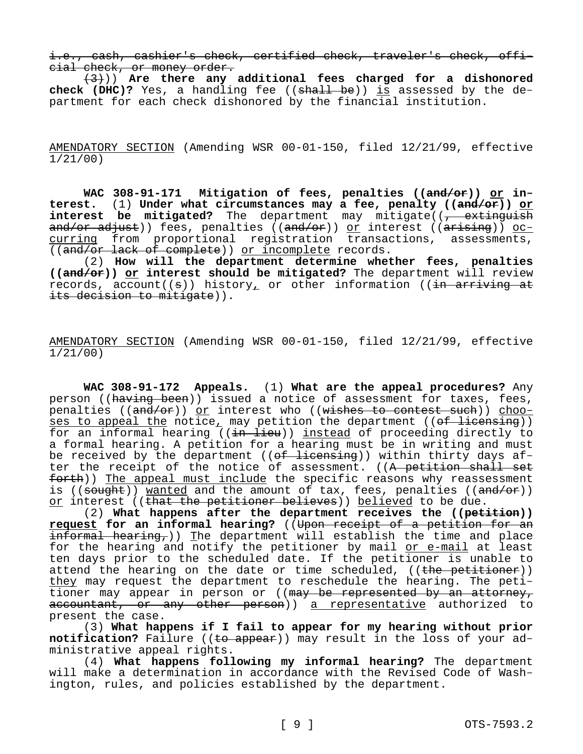~~i.e., cash, cashier's check, certified check, traveler's check, official check, or money order.~~

~~(3)~~)) **Are there any additional fees charged for a dishonored check (DHC)?** Yes, a handling fee ((~~shall be~~)) <u>is</u> assessed by the department for each check dishonored by the financial institution.

<u>AMENDATORY SECTION</u> (Amending WSR 00-01-150, filed 12/21/99, effective 1/21/00)

**WAC 308-91-171 Mitigation of fees, penalties ((~~and/or~~)) <u>or</u> interest.** (1) **Under what circumstances may a fee, penalty ((~~and/or~~)) <u>or</u> interest be mitigated?** The department may mitigate((~~, extinguish and/or adjust~~)) fees, penalties ((~~and/or~~)) <u>or</u> interest ((~~arising~~)) <u>occurring</u> from proportional registration transactions, assessments, ((~~and/or lack of complete~~)) <u>or incomplete</u> records.

(2) **How will the department determine whether fees, penalties ((~~and/or~~)) <u>or</u> interest should be mitigated?** The department will review records, account((~~s~~)) history<u>,</u> or other information ((~~in arriving at its decision to mitigate~~)).

<u>AMENDATORY SECTION</u> (Amending WSR 00-01-150, filed 12/21/99, effective 1/21/00)

**WAC 308-91-172 Appeals.** (1) **What are the appeal procedures?** Any person ((~~having been~~)) issued a notice of assessment for taxes, fees, penalties ((~~and/or~~)) <u>or</u> interest who ((~~wishes to contest such~~)) <u>chooses to appeal the</u> notice<u>,</u> may petition the department ((~~of licensing~~)) for an informal hearing ((~~in lieu~~)) <u>instead</u> of proceeding directly to a formal hearing. A petition for a hearing must be in writing and must be received by the department ((~~of licensing~~)) within thirty days after the receipt of the notice of assessment. ((~~A petition shall set forth~~)) <u>The appeal must include</u> the specific reasons why reassessment is ((~~sought~~)) <u>wanted</u> and the amount of tax, fees, penalties ((~~and/or~~)) <u>or</u> interest ((~~that the petitioner believes~~)) <u>believed</u> to be due.

(2) **What happens after the department receives the ((~~petition~~)) <u>request</u> for an informal hearing?** ((~~Upon receipt of a petition for an informal hearing,~~)) <u>T</u>he department will establish the time and place for the hearing and notify the petitioner by mail <u>or e-mail</u> at least ten days prior to the scheduled date. If the petitioner is unable to attend the hearing on the date or time scheduled, ((~~the petitioner~~)) <u>they</u> may request the department to reschedule the hearing. The petitioner may appear in person or ((~~may be represented by an attorney, accountant, or any other person~~)) <u>a representative</u> authorized to present the case.

(3) **What happens if I fail to appear for my hearing without prior notification?** Failure ((~~to appear~~)) may result in the loss of your administrative appeal rights.

(4) **What happens following my informal hearing?** The department will make a determination in accordance with the Revised Code of Washington, rules, and policies established by the department.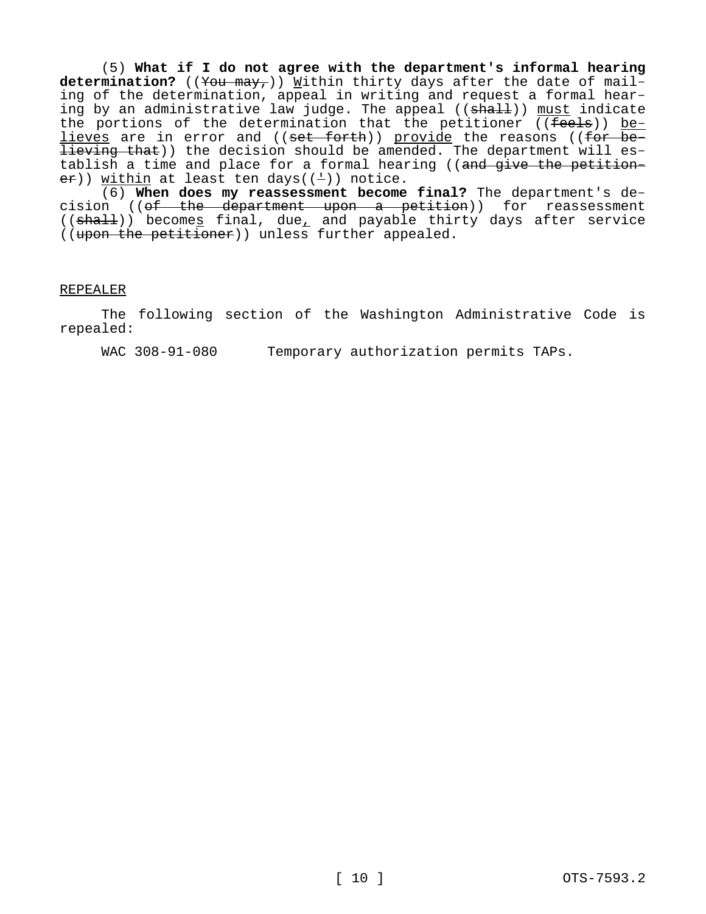(5) **What if I do not agree with the department's informal hearing determination?** ((~~You may,~~)) <u>W</u>ithin thirty days after the date of mailing of the determination, appeal in writing and request a formal hearing by an administrative law judge. The appeal ((~~shall~~)) <u>must</u> indicate the portions of the determination that the petitioner ((~~feels~~)) <u>believes</u> are in error and ((~~set forth~~)) <u>provide</u> the reasons ((~~for believing that~~)) the decision should be amended. The department will establish a time and place for a formal hearing ((~~and give the petitioner~~)) <u>within</u> at least ten days((~~'~~)) notice.

(6) **When does my reassessment become final?** The department's decision ((~~of the department upon a petition~~)) for reassessment ((~~shall~~)) become<u>s</u> final, due<u>,</u> and payable thirty days after service ((~~upon the petitioner~~)) unless further appealed.

<u>REPEALER</u>

The following section of the Washington Administrative Code is repealed:

WAC 308-91-080 Temporary authorization permits TAPs.

OTS-7593.2